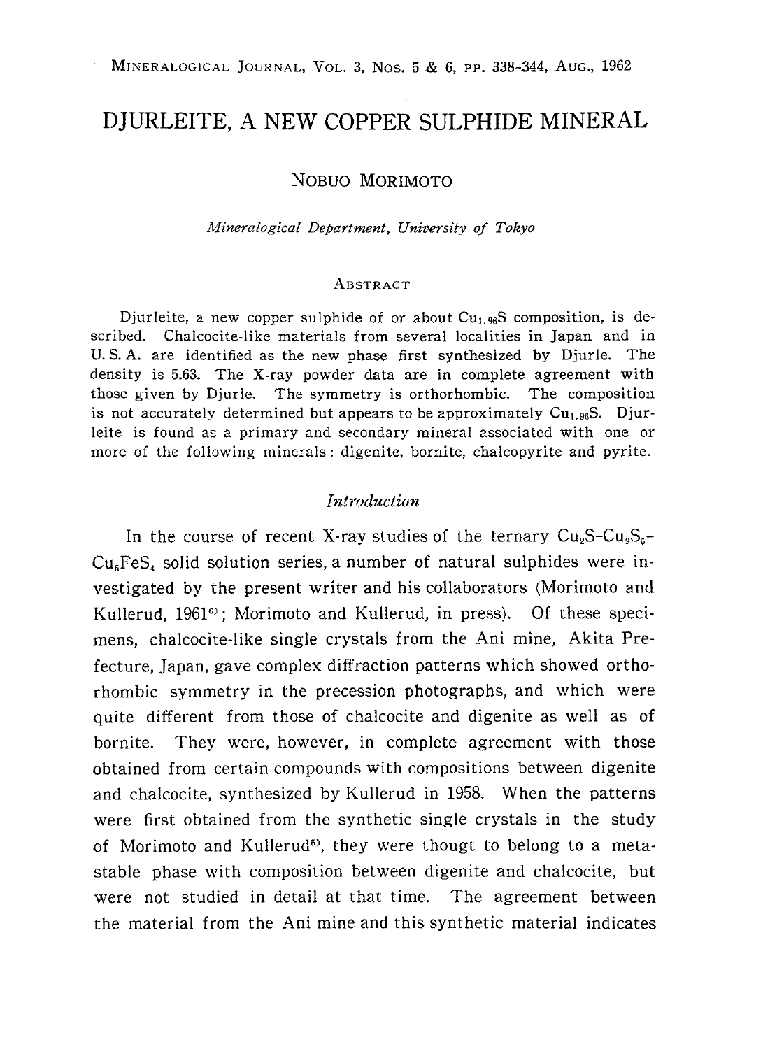# DJURLEITE, A NEW COPPER SULPHIDE MINERAL

NOBUO MORIMOTO

*Mineralogical Department, University of Tokyo*

## ABSTRACT

Djurleite, a new copper sulphide of or about $Cu_{1.96}S$ composition, is described. Chalcocite-like materials from several localities in Japan and in U.S.A. are identified as the new phase first synthesized by Djurle. The density is 5.63. The X-ray powder data are in complete agreement with those given by Djurle. The symmetry is orthorhombic. The composition is not accurately determined but appears to be approximately $Cu_{1.96}S$. Djurleite is found as a primary and secondary mineral associated with one or more of the following minerals: digenite, bornite, chalcopyrite and pyrite.

## *Introduction*

In the course of recent X-ray studies of the ternary $Cu_2S$-$Cu_9S_5$-$Cu_5FeS_4$ solid solution series, a number of natural sulphides were investigated by the present writer and his collaborators (Morimoto and Kullerud, 1961[6]; Morimoto and Kullerud, in press). Of these specimens, chalcocite-like single crystals from the Ani mine, Akita Prefecture, Japan, gave complex diffraction patterns which showed orthorhombic symmetry in the precession photographs, and which were quite different from those of chalcocite and digenite as well as of bornite. They were, however, in complete agreement with those obtained from certain compounds with compositions between digenite and chalcocite, synthesized by Kullerud in 1958. When the patterns were first obtained from the synthetic single crystals in the study of Morimoto and Kullerud[5], they were thougt to belong to a metastable phase with composition between digenite and chalcocite, but were not studied in detail at that time. The agreement between the material from the Ani mine and this synthetic material indicates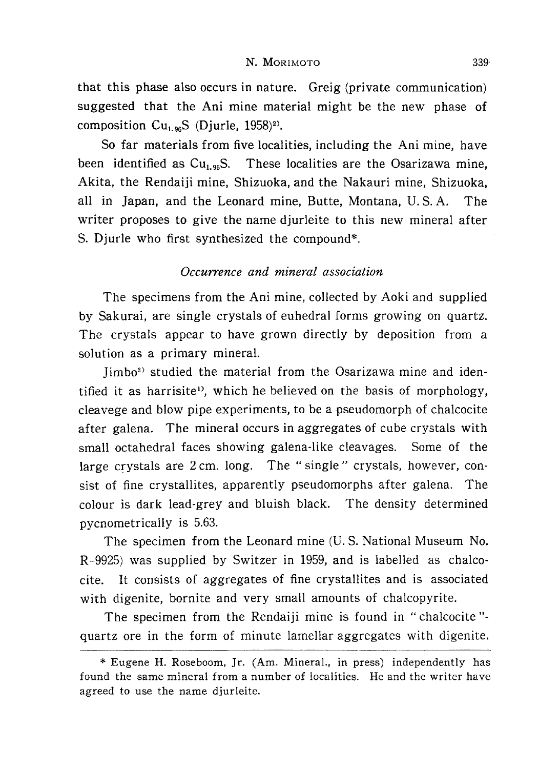that this phase also occurs in nature. Greig (private communication) suggested that the Ani mine material might be the new phase of composition $Cu_{1.96}S$ (Djurle, 1958)[2].

So far materials from five localities, including the Ani mine, have been identified as $Cu_{1.96}S$. These localities are the Osarizawa mine, Akita, the Rendaiji mine, Shizuoka, and the Nakauri mine, Shizuoka, all in Japan, and the Leonard mine, Butte, Montana, U. S. A. The writer proposes to give the name djurleite to this new mineral after S. Djurle who first synthesized the compound*.

*Occurrence and mineral association*

The specimens from the Ani mine, collected by Aoki and supplied by Sakurai, are single crystals of euhedral forms growing on quartz. The crystals appear to have grown directly by deposition from a solution as a primary mineral.

Jimbo[3] studied the material from the Osarizawa mine and identified it as harrisite[1], which he believed on the basis of morphology, cleavege and blow pipe experiments, to be a pseudomorph of chalcocite after galena. The mineral occurs in aggregates of cube crystals with small octahedral faces showing galena-like cleavages. Some of the large crystals are 2 cm. long. The "single" crystals, however, consist of fine crystallites, apparently pseudomorphs after galena. The colour is dark lead-grey and bluish black. The density determined pycnometrically is 5.63.

The specimen from the Leonard mine (U. S. National Museum No. R-9925) was supplied by Switzer in 1959, and is labelled as chalcocite. It consists of aggregates of fine crystallites and is associated with digenite, bornite and very small amounts of chalcopyrite.

The specimen from the Rendaiji mine is found in "chalcocite"-quartz ore in the form of minute lamellar aggregates with digenite.

---

* Eugene H. Roseboom, Jr. (Am. Mineral., in press) independently has found the same mineral from a number of localities. He and the writer have agreed to use the name djurleite.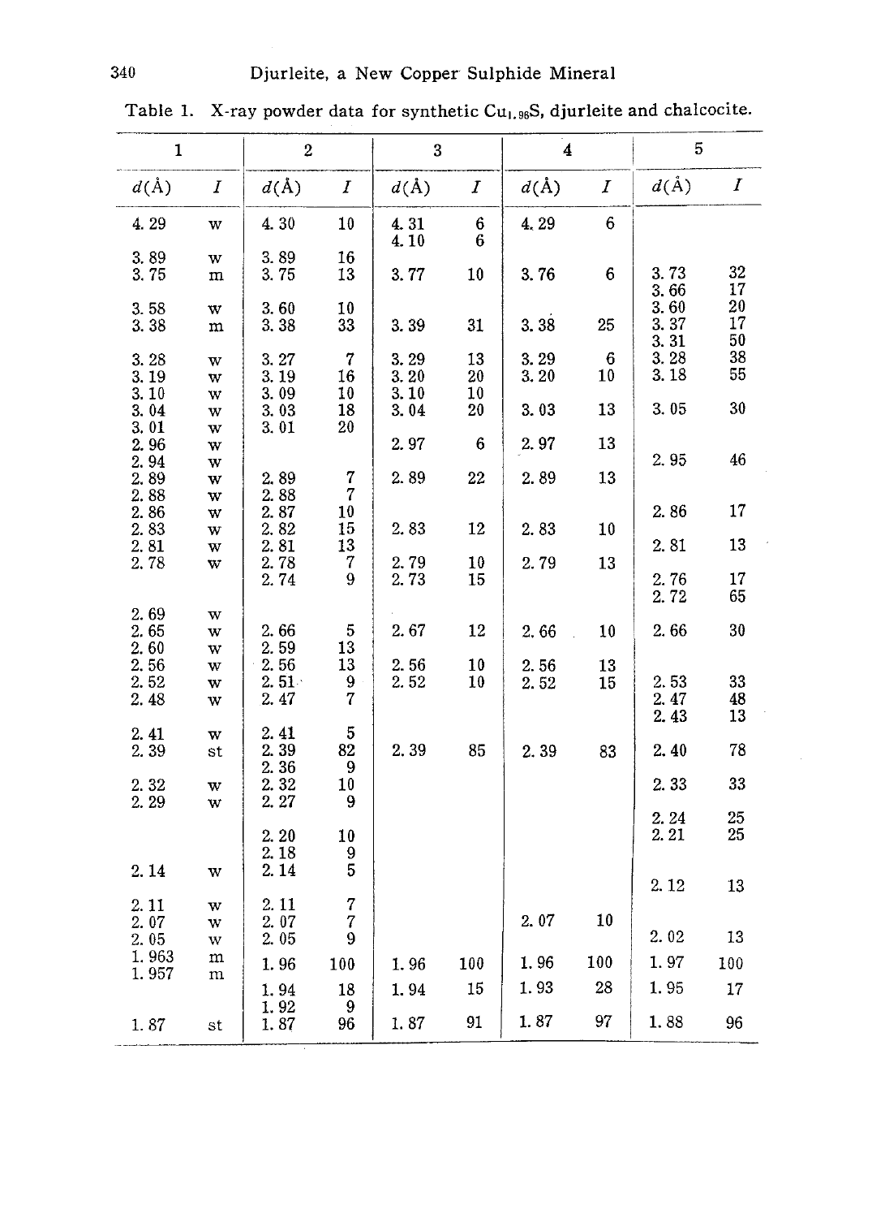Table 1. X-ray powder data for synthetic $Cu_{1.96}S$, djurleite and chalcocite.

| 1 | | 2 | | 3 | | 4 | | 5 | |
|---|---|---|---|---|---|---|---|---|---|
| $d$(Å) | $I$ | $d$(Å) | $I$ | $d$(Å) | $I$ | $d$(Å) | $I$ | $d$(Å) | $I$ |
| 4.29 | w | 4.30 | 10 | 4.31 | 6 | 4.29 | 6 | | |
| | | | | 4.10 | 6 | | | | |
| 3.89 | w | 3.89 | 16 | | | | | | |
| 3.75 | m | 3.75 | 13 | 3.77 | 10 | 3.76 | 6 | 3.73 | 32 |
| | | | | | | | | 3.66 | 17 |
| 3.58 | w | 3.60 | 10 | | | | | 3.60 | 20 |
| 3.38 | m | 3.38 | 33 | 3.39 | 31 | 3.38 | 25 | 3.37 | 17 |
| | | | | | | | | 3.31 | 50 |
| 3.28 | w | 3.27 | 7 | 3.29 | 13 | 3.29 | 6 | 3.28 | 38 |
| 3.19 | w | 3.19 | 16 | 3.20 | 20 | 3.20 | 10 | 3.18 | 55 |
| 3.10 | w | 3.09 | 10 | 3.10 | 10 | | | | |
| 3.04 | w | 3.03 | 18 | 3.04 | 20 | 3.03 | 13 | 3.05 | 30 |
| 3.01 | w | 3.01 | 20 | | | | | | |
| 2.96 | w | | | 2.97 | 6 | 2.97 | 13 | | |
| 2.94 | w | | | | | | | 2.95 | 46 |
| 2.89 | w | 2.89 | 7 | 2.89 | 22 | 2.89 | 13 | | |
| 2.88 | w | 2.88 | 7 | | | | | | |
| 2.86 | w | 2.87 | 10 | | | | | 2.86 | 17 |
| 2.83 | w | 2.82 | 15 | 2.83 | 12 | 2.83 | 10 | | |
| 2.81 | w | 2.81 | 13 | | | | | 2.81 | 13 |
| 2.78 | w | 2.78 | 7 | 2.79 | 10 | 2.79 | 13 | | |
| | | 2.74 | 9 | 2.73 | 15 | | | 2.76 | 17 |
| | | | | | | | | 2.72 | 65 |
| 2.69 | w | | | | | | | | |
| 2.65 | w | 2.66 | 5 | 2.67 | 12 | 2.66 | 10 | 2.66 | 30 |
| 2.60 | w | 2.59 | 13 | | | | | | |
| 2.56 | w | 2.56 | 13 | 2.56 | 10 | 2.56 | 13 | | |
| 2.52 | w | 2.51 | 9 | 2.52 | 10 | 2.52 | 15 | 2.53 | 33 |
| 2.48 | w | 2.47 | 7 | | | | | 2.47 | 48 |
| | | | | | | | | 2.43 | 13 |
| 2.41 | w | 2.41 | 5 | | | | | | |
| 2.39 | st | 2.39 | 82 | 2.39 | 85 | 2.39 | 83 | 2.40 | 78 |
| | | 2.36 | 9 | | | | | | |
| 2.32 | w | 2.32 | 10 | | | | | 2.33 | 33 |
| 2.29 | w | 2.27 | 9 | | | | | | |
| | | | | | | | | 2.24 | 25 |
| | | 2.20 | 10 | | | | | 2.21 | 25 |
| | | 2.18 | 9 | | | | | | |
| 2.14 | w | 2.14 | 5 | | | | | | |
| | | | | | | | | 2.12 | 13 |
| 2.11 | w | 2.11 | 7 | | | | | | |
| 2.07 | w | 2.07 | 7 | | | 2.07 | 10 | | |
| 2.05 | w | 2.05 | 9 | | | | | 2.02 | 13 |
| 1.963 | m | 1.96 | 100 | 1.96 | 100 | 1.96 | 100 | 1.97 | 100 |
| 1.957 | m | | | | | | | | |
| | | 1.94 | 18 | 1.94 | 15 | 1.93 | 28 | 1.95 | 17 |
| | | 1.92 | 9 | | | | | | |
| 1.87 | st | 1.87 | 96 | 1.87 | 91 | 1.87 | 97 | 1.88 | 96 |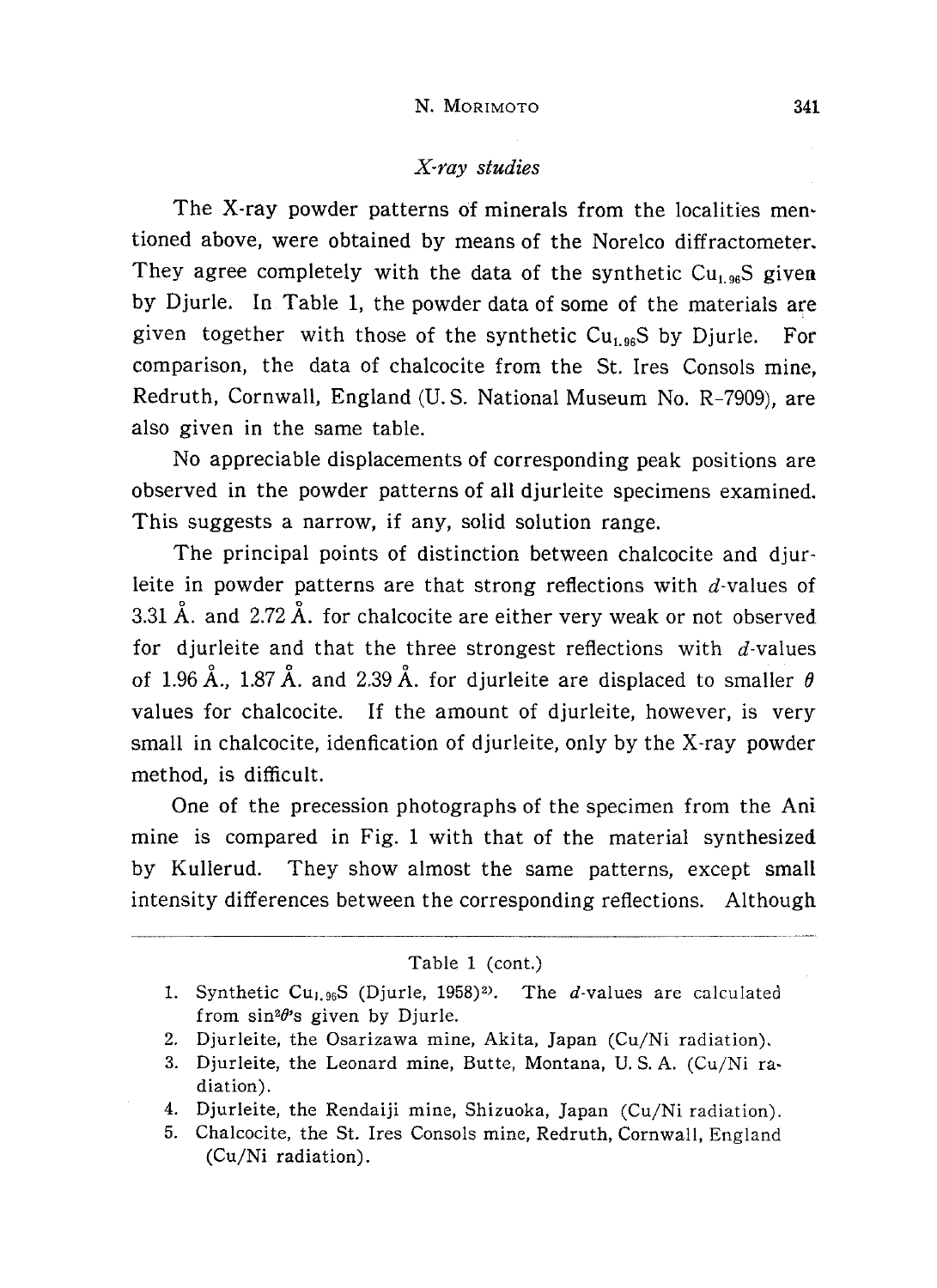### *X-ray studies*

The X-ray powder patterns of minerals from the localities mentioned above, were obtained by means of the Norelco diffractometer. They agree completely with the data of the synthetic $Cu_{1.96}S$ given by Djurle. In Table 1, the powder data of some of the materials are given together with those of the synthetic $Cu_{1.96}S$ by Djurle. For comparison, the data of chalcocite from the St. Ires Consols mine, Redruth, Cornwall, England (U. S. National Museum No. R-7909), are also given in the same table.

No appreciable displacements of corresponding peak positions are observed in the powder patterns of all djurleite specimens examined. This suggests a narrow, if any, solid solution range.

The principal points of distinction between chalcocite and djurleite in powder patterns are that strong reflections with $d$-values of 3.31 Å. and 2.72 Å. for chalcocite are either very weak or not observed for djurleite and that the three strongest reflections with $d$-values of 1.96 Å., 1.87 Å. and 2.39 Å. for djurleite are displaced to smaller $\theta$ values for chalcocite. If the amount of djurleite, however, is very small in chalcocite, idenfication of djurleite, only by the X-ray powder method, is difficult.

One of the precession photographs of the specimen from the Ani mine is compared in Fig. 1 with that of the material synthesized by Kullerud. They show almost the same patterns, except small intensity differences between the corresponding reflections. Although

Table 1 (cont.)

1. Synthetic $Cu_{1.96}S$ (Djurle, 1958)[2]. The $d$-values are calculated from $\sin^2\theta$'s given by Djurle.
2. Djurleite, the Osarizawa mine, Akita, Japan (Cu/Ni radiation).
3. Djurleite, the Leonard mine, Butte, Montana, U. S. A. (Cu/Ni radiation).
4. Djurleite, the Rendaiji mine, Shizuoka, Japan (Cu/Ni radiation).
5. Chalcocite, the St. Ires Consols mine, Redruth, Cornwall, England (Cu/Ni radiation).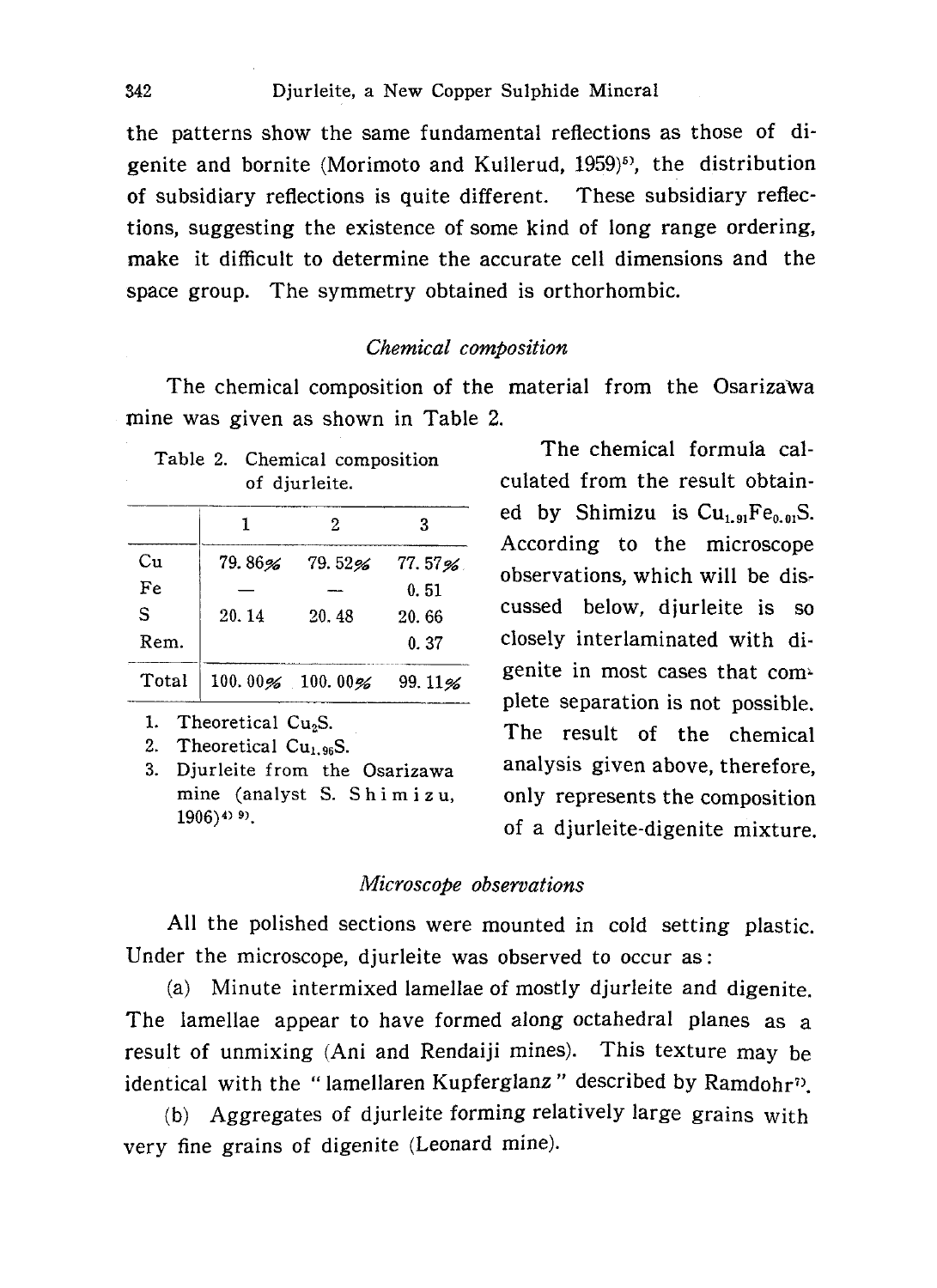the patterns show the same fundamental reflections as those of digenite and bornite (Morimoto and Kullerud, 1959)[5], the distribution of subsidiary reflections is quite different. These subsidiary reflections, suggesting the existence of some kind of long range ordering, make it difficult to determine the accurate cell dimensions and the space group. The symmetry obtained is orthorhombic.

### *Chemical composition*

The chemical composition of the material from the Osarizawa mine was given as shown in Table 2.

Table 2. Chemical composition of djurleite.

| | 1 | 2 | 3 |
|---|---|---|---|
| Cu | 79.86% | 79.52% | 77.57% |
| Fe | — | — | 0.51 |
| S | 20.14 | 20.48 | 20.66 |
| Rem. | | | 0.37 |
| Total | 100.00% | 100.00% | 99.11% |

1. Theoretical $Cu_2S$.
2. Theoretical $Cu_{1.96}S$.
3. Djurleite from the Osarizawa mine (analyst S. Shimizu, 1906)[4) 9)].

The chemical formula calculated from the result obtained by Shimizu is $Cu_{1.91}Fe_{0.01}S$. According to the microscope observations, which will be discussed below, djurleite is so closely interlaminated with digenite in most cases that complete separation is not possible. The result of the chemical analysis given above, therefore, only represents the composition of a djurleite-digenite mixture.

### *Microscope observations*

All the polished sections were mounted in cold setting plastic. Under the microscope, djurleite was observed to occur as:

(a) Minute intermixed lamellae of mostly djurleite and digenite. The lamellae appear to have formed along octahedral planes as a result of unmixing (Ani and Rendaiji mines). This texture may be identical with the "lamellaren Kupferglanz" described by Ramdohr[7].

(b) Aggregates of djurleite forming relatively large grains with very fine grains of digenite (Leonard mine).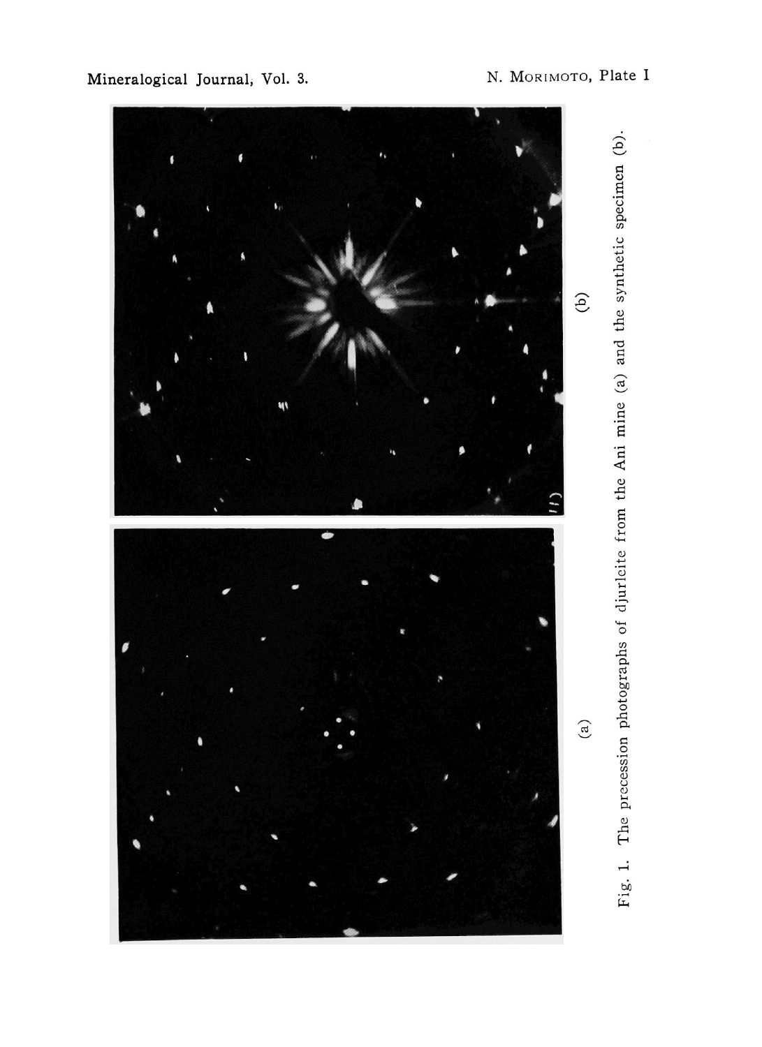(b)

(a)

Fig. 1. The precession photographs of djurleite from the Ani mine (a) and the synthetic specimen (b).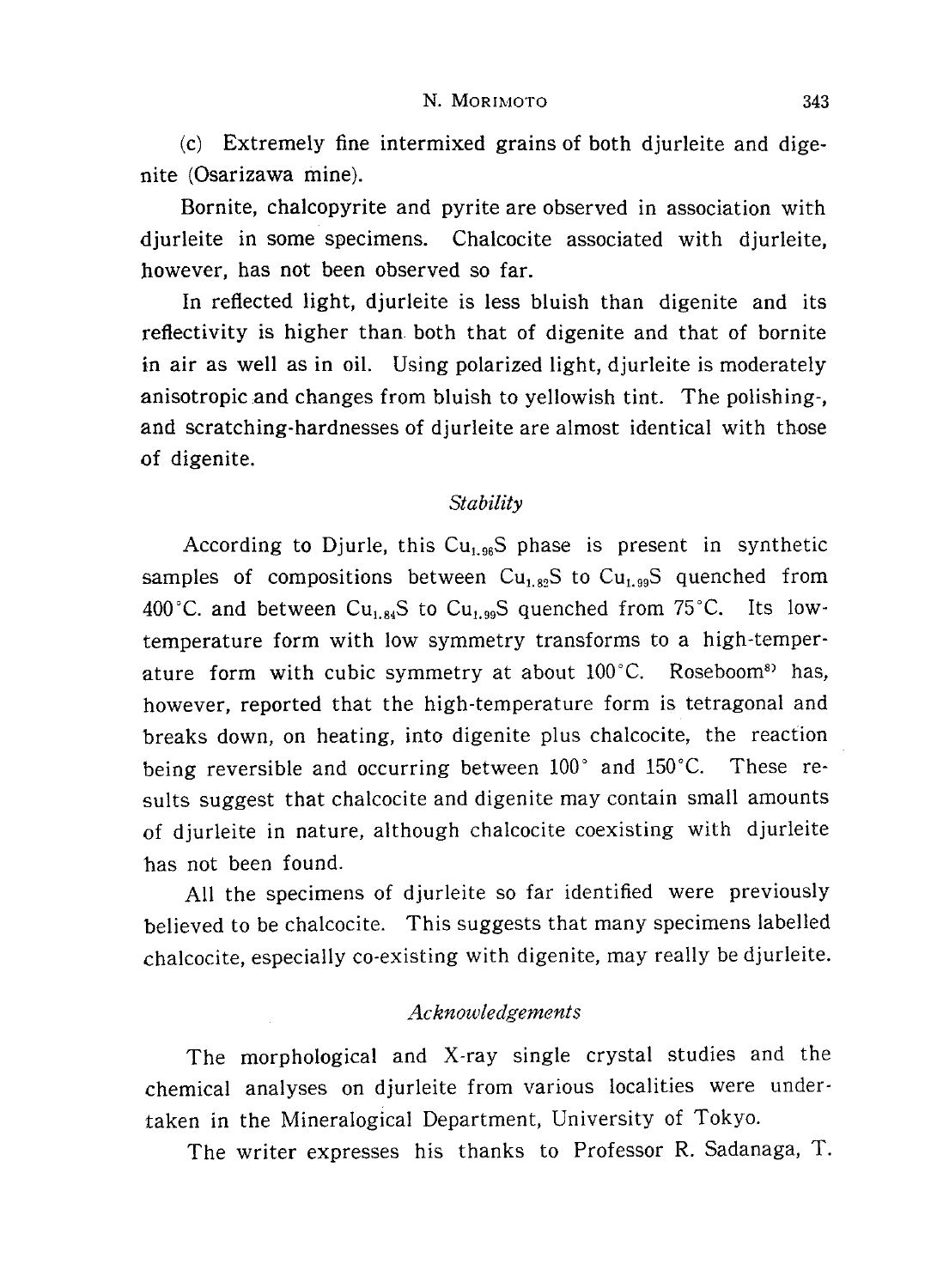(c) Extremely fine intermixed grains of both djurleite and digenite (Osarizawa mine).

Bornite, chalcopyrite and pyrite are observed in association with djurleite in some specimens. Chalcocite associated with djurleite, however, has not been observed so far.

In reflected light, djurleite is less bluish than digenite and its reflectivity is higher than both that of digenite and that of bornite in air as well as in oil. Using polarized light, djurleite is moderately anisotropic and changes from bluish to yellowish tint. The polishing-, and scratching-hardnesses of djurleite are almost identical with those of digenite.

### *Stability*

According to Djurle, this $Cu_{1.96}S$ phase is present in synthetic samples of compositions between $Cu_{1.82}S$ to $Cu_{1.99}S$ quenched from 400°C. and between $Cu_{1.84}S$ to $Cu_{1.99}S$ quenched from 75°C. Its low-temperature form with low symmetry transforms to a high-temperature form with cubic symmetry at about 100°C. Roseboom[8] has, however, reported that the high-temperature form is tetragonal and breaks down, on heating, into digenite plus chalcocite, the reaction being reversible and occurring between 100° and 150°C. These results suggest that chalcocite and digenite may contain small amounts of djurleite in nature, although chalcocite coexisting with djurleite has not been found.

All the specimens of djurleite so far identified were previously believed to be chalcocite. This suggests that many specimens labelled chalcocite, especially co-existing with digenite, may really be djurleite.

### *Acknowledgements*

The morphological and X-ray single crystal studies and the chemical analyses on djurleite from various localities were undertaken in the Mineralogical Department, University of Tokyo.

The writer expresses his thanks to Professor R. Sadanaga, T.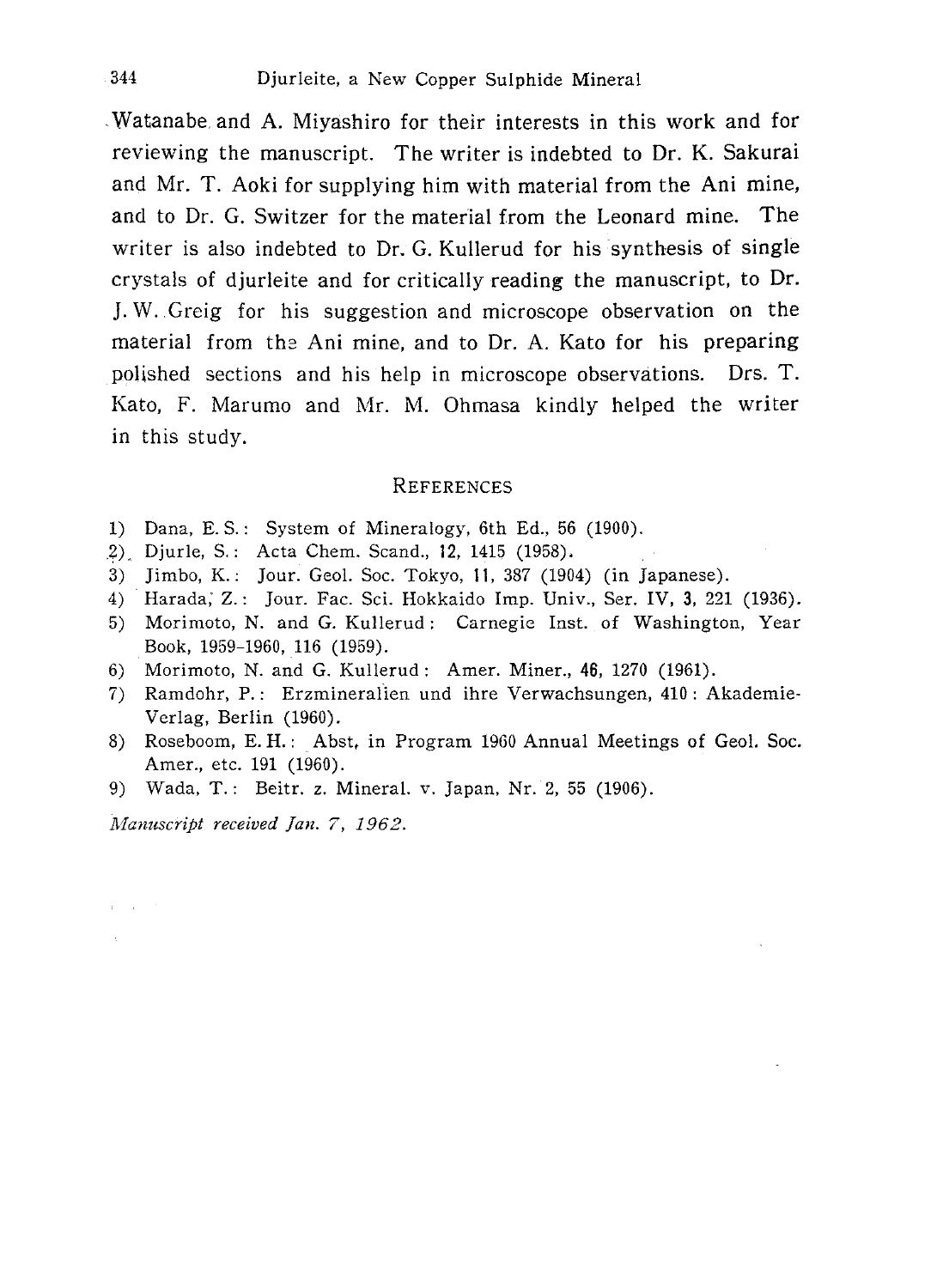Watanabe and A. Miyashiro for their interests in this work and for reviewing the manuscript. The writer is indebted to Dr. K. Sakurai and Mr. T. Aoki for supplying him with material from the Ani mine, and to Dr. G. Switzer for the material from the Leonard mine. The writer is also indebted to Dr. G. Kullerud for his synthesis of single crystals of djurleite and for critically reading the manuscript, to Dr. J. W. Greig for his suggestion and microscope observation on the material from the Ani mine, and to Dr. A. Kato for his preparing polished sections and his help in microscope observations. Drs. T. Kato, F. Marumo and Mr. M. Ohmasa kindly helped the writer in this study.

## REFERENCES

1) Dana, E. S.: System of Mineralogy, 6th Ed., 56 (1900).
2) Djurle, S.: Acta Chem. Scand., **12**, 1415 (1958).
3) Jimbo, K.: Jour. Geol. Soc. Tokyo, **11**, 387 (1904) (in Japanese).
4) Harada, Z.: Jour. Fac. Sci. Hokkaido Imp. Univ., Ser. IV, **3**, 221 (1936).
5) Morimoto, N. and G. Kullerud: Carnegie Inst. of Washington, Year Book, 1959-1960, 116 (1959).
6) Morimoto, N. and G. Kullerud: Amer. Miner., **46**, 1270 (1961).
7) Ramdohr, P.: Erzmineralien und ihre Verwachsungen, 410: Akademie-Verlag, Berlin (1960).
8) Roseboom, E. H.: Abst, in Program 1960 Annual Meetings of Geol. Soc. Amer., etc. 191 (1960).
9) Wada, T.: Beitr. z. Mineral. v. Japan, Nr. 2, 55 (1906).

*Manuscript received Jan. 7, 1962.*